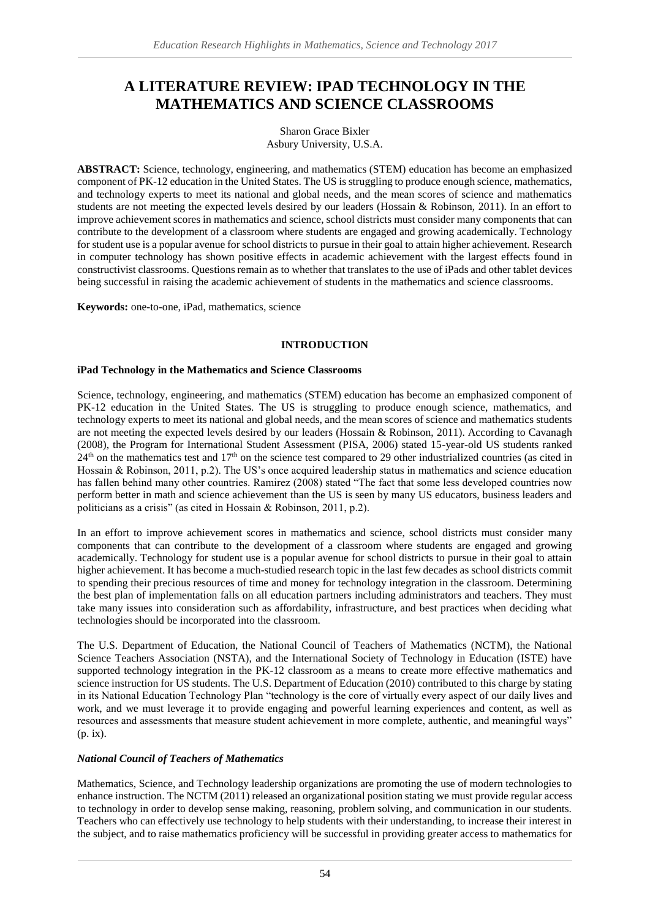# A LITERATURE REVIEW: IPAD TECHNOLOGY IN THE MATHEMATICS AND SCIENCE CLASSROOMS

Sharon Grace Bixler
Asbury University, U.S.A.

**ABSTRACT:** Science, technology, engineering, and mathematics (STEM) education has become an emphasized component of PK-12 education in the United States. The US is struggling to produce enough science, mathematics, and technology experts to meet its national and global needs, and the mean scores of science and mathematics students are not meeting the expected levels desired by our leaders (Hossain & Robinson, 2011). In an effort to improve achievement scores in mathematics and science, school districts must consider many components that can contribute to the development of a classroom where students are engaged and growing academically. Technology for student use is a popular avenue for school districts to pursue in their goal to attain higher achievement. Research in computer technology has shown positive effects in academic achievement with the largest effects found in constructivist classrooms. Questions remain as to whether that translates to the use of iPads and other tablet devices being successful in raising the academic achievement of students in the mathematics and science classrooms.

**Keywords:** one-to-one, iPad, mathematics, science

## INTRODUCTION

### iPad Technology in the Mathematics and Science Classrooms

Science, technology, engineering, and mathematics (STEM) education has become an emphasized component of PK-12 education in the United States. The US is struggling to produce enough science, mathematics, and technology experts to meet its national and global needs, and the mean scores of science and mathematics students are not meeting the expected levels desired by our leaders (Hossain & Robinson, 2011). According to Cavanagh (2008), the Program for International Student Assessment (PISA, 2006) stated 15-year-old US students ranked 24th on the mathematics test and 17th on the science test compared to 29 other industrialized countries (as cited in Hossain & Robinson, 2011, p.2). The US's once acquired leadership status in mathematics and science education has fallen behind many other countries. Ramirez (2008) stated "The fact that some less developed countries now perform better in math and science achievement than the US is seen by many US educators, business leaders and politicians as a crisis" (as cited in Hossain & Robinson, 2011, p.2).

In an effort to improve achievement scores in mathematics and science, school districts must consider many components that can contribute to the development of a classroom where students are engaged and growing academically. Technology for student use is a popular avenue for school districts to pursue in their goal to attain higher achievement. It has become a much-studied research topic in the last few decades as school districts commit to spending their precious resources of time and money for technology integration in the classroom. Determining the best plan of implementation falls on all education partners including administrators and teachers. They must take many issues into consideration such as affordability, infrastructure, and best practices when deciding what technologies should be incorporated into the classroom.

The U.S. Department of Education, the National Council of Teachers of Mathematics (NCTM), the National Science Teachers Association (NSTA), and the International Society of Technology in Education (ISTE) have supported technology integration in the PK-12 classroom as a means to create more effective mathematics and science instruction for US students. The U.S. Department of Education (2010) contributed to this charge by stating in its National Education Technology Plan "technology is the core of virtually every aspect of our daily lives and work, and we must leverage it to provide engaging and powerful learning experiences and content, as well as resources and assessments that measure student achievement in more complete, authentic, and meaningful ways" (p. ix).

### *National Council of Teachers of Mathematics*

Mathematics, Science, and Technology leadership organizations are promoting the use of modern technologies to enhance instruction. The NCTM (2011) released an organizational position stating we must provide regular access to technology in order to develop sense making, reasoning, problem solving, and communication in our students. Teachers who can effectively use technology to help students with their understanding, to increase their interest in the subject, and to raise mathematics proficiency will be successful in providing greater access to mathematics for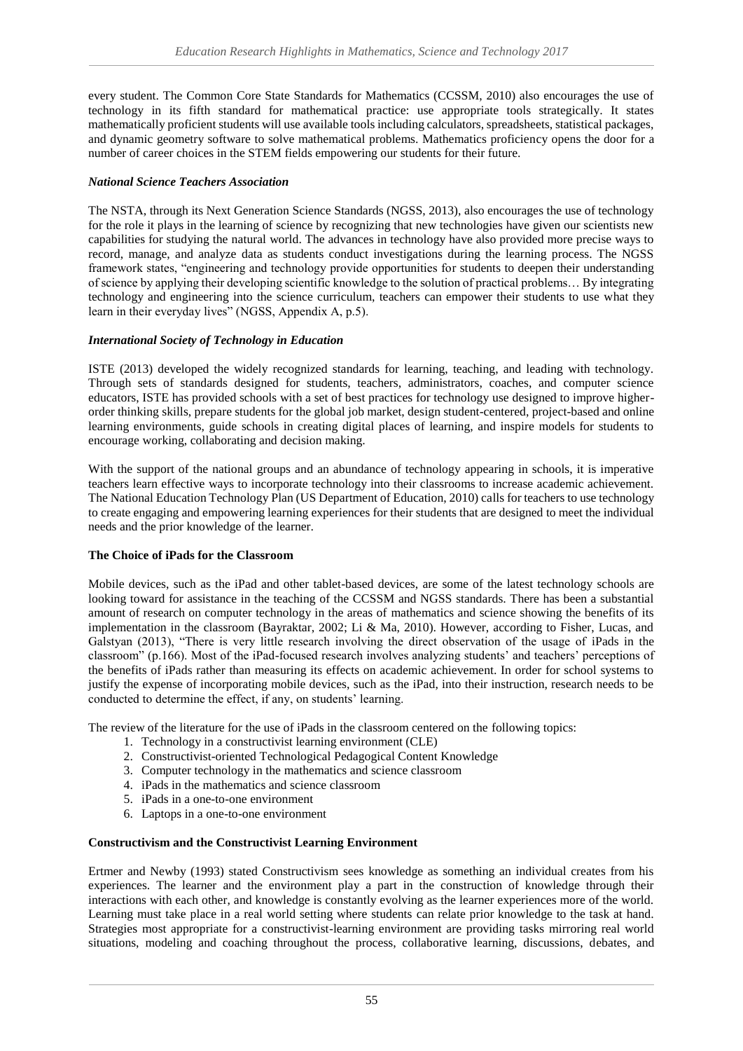every student. The Common Core State Standards for Mathematics (CCSSM, 2010) also encourages the use of technology in its fifth standard for mathematical practice: use appropriate tools strategically. It states mathematically proficient students will use available tools including calculators, spreadsheets, statistical packages, and dynamic geometry software to solve mathematical problems. Mathematics proficiency opens the door for a number of career choices in the STEM fields empowering our students for their future.

#### *National Science Teachers Association*

The NSTA, through its Next Generation Science Standards (NGSS, 2013), also encourages the use of technology for the role it plays in the learning of science by recognizing that new technologies have given our scientists new capabilities for studying the natural world. The advances in technology have also provided more precise ways to record, manage, and analyze data as students conduct investigations during the learning process. The NGSS framework states, "engineering and technology provide opportunities for students to deepen their understanding of science by applying their developing scientific knowledge to the solution of practical problems… By integrating technology and engineering into the science curriculum, teachers can empower their students to use what they learn in their everyday lives" (NGSS, Appendix A, p.5).

#### *International Society of Technology in Education*

ISTE (2013) developed the widely recognized standards for learning, teaching, and leading with technology. Through sets of standards designed for students, teachers, administrators, coaches, and computer science educators, ISTE has provided schools with a set of best practices for technology use designed to improve higher-order thinking skills, prepare students for the global job market, design student-centered, project-based and online learning environments, guide schools in creating digital places of learning, and inspire models for students to encourage working, collaborating and decision making.

With the support of the national groups and an abundance of technology appearing in schools, it is imperative teachers learn effective ways to incorporate technology into their classrooms to increase academic achievement. The National Education Technology Plan (US Department of Education, 2010) calls for teachers to use technology to create engaging and empowering learning experiences for their students that are designed to meet the individual needs and the prior knowledge of the learner.

### The Choice of iPads for the Classroom

Mobile devices, such as the iPad and other tablet-based devices, are some of the latest technology schools are looking toward for assistance in the teaching of the CCSSM and NGSS standards. There has been a substantial amount of research on computer technology in the areas of mathematics and science showing the benefits of its implementation in the classroom (Bayraktar, 2002; Li & Ma, 2010). However, according to Fisher, Lucas, and Galstyan (2013), "There is very little research involving the direct observation of the usage of iPads in the classroom" (p.166). Most of the iPad-focused research involves analyzing students' and teachers' perceptions of the benefits of iPads rather than measuring its effects on academic achievement. In order for school systems to justify the expense of incorporating mobile devices, such as the iPad, into their instruction, research needs to be conducted to determine the effect, if any, on students' learning.

The review of the literature for the use of iPads in the classroom centered on the following topics:

1. Technology in a constructivist learning environment (CLE)
2. Constructivist-oriented Technological Pedagogical Content Knowledge
3. Computer technology in the mathematics and science classroom
4. iPads in the mathematics and science classroom
5. iPads in a one-to-one environment
6. Laptops in a one-to-one environment

### Constructivism and the Constructivist Learning Environment

Ertmer and Newby (1993) stated Constructivism sees knowledge as something an individual creates from his experiences. The learner and the environment play a part in the construction of knowledge through their interactions with each other, and knowledge is constantly evolving as the learner experiences more of the world. Learning must take place in a real world setting where students can relate prior knowledge to the task at hand. Strategies most appropriate for a constructivist-learning environment are providing tasks mirroring real world situations, modeling and coaching throughout the process, collaborative learning, discussions, debates, and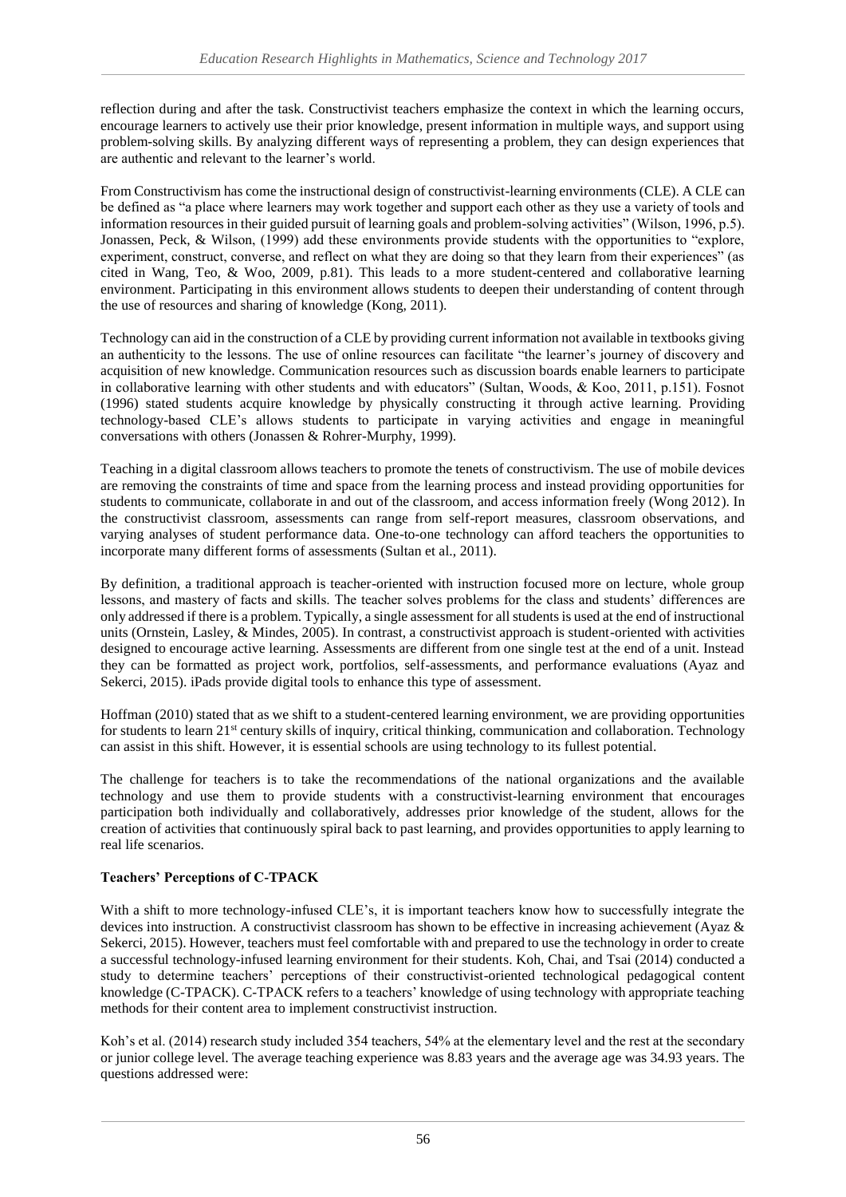reflection during and after the task. Constructivist teachers emphasize the context in which the learning occurs, encourage learners to actively use their prior knowledge, present information in multiple ways, and support using problem-solving skills. By analyzing different ways of representing a problem, they can design experiences that are authentic and relevant to the learner's world.

From Constructivism has come the instructional design of constructivist-learning environments (CLE). A CLE can be defined as "a place where learners may work together and support each other as they use a variety of tools and information resources in their guided pursuit of learning goals and problem-solving activities" (Wilson, 1996, p.5). Jonassen, Peck, & Wilson, (1999) add these environments provide students with the opportunities to "explore, experiment, construct, converse, and reflect on what they are doing so that they learn from their experiences" (as cited in Wang, Teo, & Woo, 2009, p.81). This leads to a more student-centered and collaborative learning environment. Participating in this environment allows students to deepen their understanding of content through the use of resources and sharing of knowledge (Kong, 2011).

Technology can aid in the construction of a CLE by providing current information not available in textbooks giving an authenticity to the lessons. The use of online resources can facilitate "the learner's journey of discovery and acquisition of new knowledge. Communication resources such as discussion boards enable learners to participate in collaborative learning with other students and with educators" (Sultan, Woods, & Koo, 2011, p.151). Fosnot (1996) stated students acquire knowledge by physically constructing it through active learning. Providing technology-based CLE's allows students to participate in varying activities and engage in meaningful conversations with others (Jonassen & Rohrer-Murphy, 1999).

Teaching in a digital classroom allows teachers to promote the tenets of constructivism. The use of mobile devices are removing the constraints of time and space from the learning process and instead providing opportunities for students to communicate, collaborate in and out of the classroom, and access information freely (Wong 2012). In the constructivist classroom, assessments can range from self-report measures, classroom observations, and varying analyses of student performance data. One-to-one technology can afford teachers the opportunities to incorporate many different forms of assessments (Sultan et al., 2011).

By definition, a traditional approach is teacher-oriented with instruction focused more on lecture, whole group lessons, and mastery of facts and skills. The teacher solves problems for the class and students' differences are only addressed if there is a problem. Typically, a single assessment for all students is used at the end of instructional units (Ornstein, Lasley, & Mindes, 2005). In contrast, a constructivist approach is student-oriented with activities designed to encourage active learning. Assessments are different from one single test at the end of a unit. Instead they can be formatted as project work, portfolios, self-assessments, and performance evaluations (Ayaz and Sekerci, 2015). iPads provide digital tools to enhance this type of assessment.

Hoffman (2010) stated that as we shift to a student-centered learning environment, we are providing opportunities for students to learn 21st century skills of inquiry, critical thinking, communication and collaboration. Technology can assist in this shift. However, it is essential schools are using technology to its fullest potential.

The challenge for teachers is to take the recommendations of the national organizations and the available technology and use them to provide students with a constructivist-learning environment that encourages participation both individually and collaboratively, addresses prior knowledge of the student, allows for the creation of activities that continuously spiral back to past learning, and provides opportunities to apply learning to real life scenarios.

**Teachers' Perceptions of C-TPACK**

With a shift to more technology-infused CLE's, it is important teachers know how to successfully integrate the devices into instruction. A constructivist classroom has shown to be effective in increasing achievement (Ayaz & Sekerci, 2015). However, teachers must feel comfortable with and prepared to use the technology in order to create a successful technology-infused learning environment for their students. Koh, Chai, and Tsai (2014) conducted a study to determine teachers' perceptions of their constructivist-oriented technological pedagogical content knowledge (C-TPACK). C-TPACK refers to a teachers' knowledge of using technology with appropriate teaching methods for their content area to implement constructivist instruction.

Koh's et al. (2014) research study included 354 teachers, 54% at the elementary level and the rest at the secondary or junior college level. The average teaching experience was 8.83 years and the average age was 34.93 years. The questions addressed were: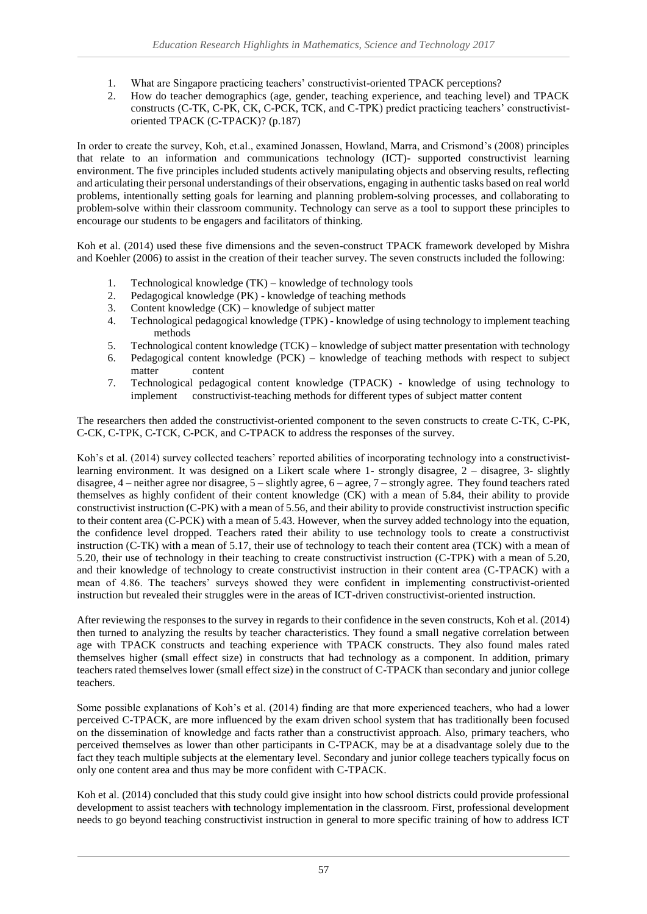1. What are Singapore practicing teachers' constructivist-oriented TPACK perceptions?
2. How do teacher demographics (age, gender, teaching experience, and teaching level) and TPACK constructs (C-TK, C-PK, CK, C-PCK, TCK, and C-TPK) predict practicing teachers' constructivist-oriented TPACK (C-TPACK)? (p.187)

In order to create the survey, Koh, et.al., examined Jonassen, Howland, Marra, and Crismond's (2008) principles that relate to an information and communications technology (ICT)- supported constructivist learning environment. The five principles included students actively manipulating objects and observing results, reflecting and articulating their personal understandings of their observations, engaging in authentic tasks based on real world problems, intentionally setting goals for learning and planning problem-solving processes, and collaborating to problem-solve within their classroom community. Technology can serve as a tool to support these principles to encourage our students to be engagers and facilitators of thinking.

Koh et al. (2014) used these five dimensions and the seven-construct TPACK framework developed by Mishra and Koehler (2006) to assist in the creation of their teacher survey. The seven constructs included the following:

1. Technological knowledge (TK) – knowledge of technology tools
2. Pedagogical knowledge (PK) - knowledge of teaching methods
3. Content knowledge (CK) – knowledge of subject matter
4. Technological pedagogical knowledge (TPK) - knowledge of using technology to implement teaching methods
5. Technological content knowledge (TCK) – knowledge of subject matter presentation with technology
6. Pedagogical content knowledge (PCK) – knowledge of teaching methods with respect to subject matter content
7. Technological pedagogical content knowledge (TPACK) - knowledge of using technology to implement constructivist-teaching methods for different types of subject matter content

The researchers then added the constructivist-oriented component to the seven constructs to create C-TK, C-PK, C-CK, C-TPK, C-TCK, C-PCK, and C-TPACK to address the responses of the survey.

Koh's et al. (2014) survey collected teachers' reported abilities of incorporating technology into a constructivist-learning environment. It was designed on a Likert scale where 1- strongly disagree, 2 – disagree, 3- slightly disagree, 4 – neither agree nor disagree, 5 – slightly agree, 6 – agree, 7 – strongly agree. They found teachers rated themselves as highly confident of their content knowledge (CK) with a mean of 5.84, their ability to provide constructivist instruction (C-PK) with a mean of 5.56, and their ability to provide constructivist instruction specific to their content area (C-PCK) with a mean of 5.43. However, when the survey added technology into the equation, the confidence level dropped. Teachers rated their ability to use technology tools to create a constructivist instruction (C-TK) with a mean of 5.17, their use of technology to teach their content area (TCK) with a mean of 5.20, their use of technology in their teaching to create constructivist instruction (C-TPK) with a mean of 5.20, and their knowledge of technology to create constructivist instruction in their content area (C-TPACK) with a mean of 4.86. The teachers' surveys showed they were confident in implementing constructivist-oriented instruction but revealed their struggles were in the areas of ICT-driven constructivist-oriented instruction.

After reviewing the responses to the survey in regards to their confidence in the seven constructs, Koh et al. (2014) then turned to analyzing the results by teacher characteristics. They found a small negative correlation between age with TPACK constructs and teaching experience with TPACK constructs. They also found males rated themselves higher (small effect size) in constructs that had technology as a component. In addition, primary teachers rated themselves lower (small effect size) in the construct of C-TPACK than secondary and junior college teachers.

Some possible explanations of Koh's et al. (2014) finding are that more experienced teachers, who had a lower perceived C-TPACK, are more influenced by the exam driven school system that has traditionally been focused on the dissemination of knowledge and facts rather than a constructivist approach. Also, primary teachers, who perceived themselves as lower than other participants in C-TPACK, may be at a disadvantage solely due to the fact they teach multiple subjects at the elementary level. Secondary and junior college teachers typically focus on only one content area and thus may be more confident with C-TPACK.

Koh et al. (2014) concluded that this study could give insight into how school districts could provide professional development to assist teachers with technology implementation in the classroom. First, professional development needs to go beyond teaching constructivist instruction in general to more specific training of how to address ICT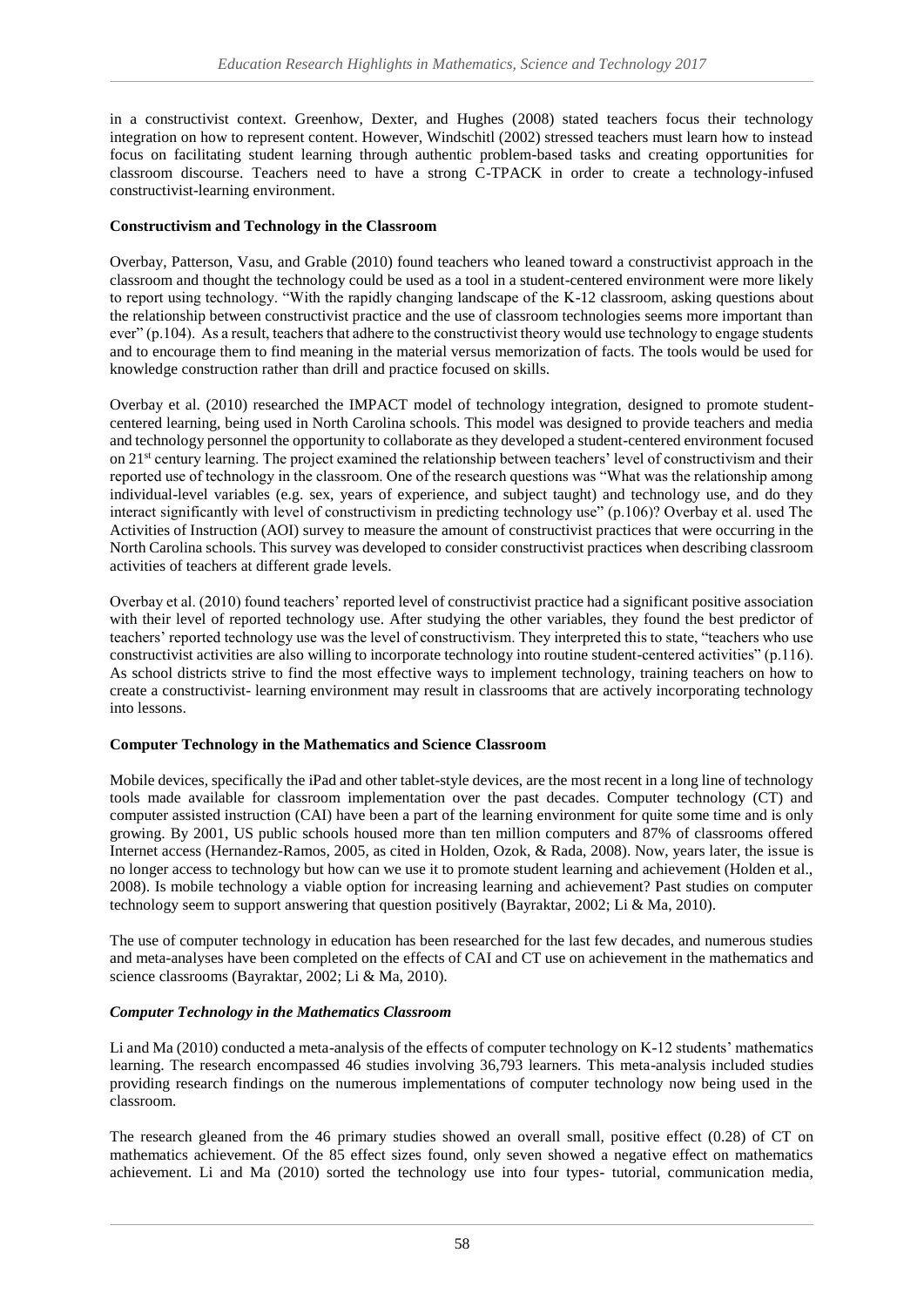in a constructivist context. Greenhow, Dexter, and Hughes (2008) stated teachers focus their technology integration on how to represent content. However, Windschitl (2002) stressed teachers must learn how to instead focus on facilitating student learning through authentic problem-based tasks and creating opportunities for classroom discourse. Teachers need to have a strong C-TPACK in order to create a technology-infused constructivist-learning environment.

**Constructivism and Technology in the Classroom**

Overbay, Patterson, Vasu, and Grable (2010) found teachers who leaned toward a constructivist approach in the classroom and thought the technology could be used as a tool in a student-centered environment were more likely to report using technology. "With the rapidly changing landscape of the K-12 classroom, asking questions about the relationship between constructivist practice and the use of classroom technologies seems more important than ever" (p.104). As a result, teachers that adhere to the constructivist theory would use technology to engage students and to encourage them to find meaning in the material versus memorization of facts. The tools would be used for knowledge construction rather than drill and practice focused on skills.

Overbay et al. (2010) researched the IMPACT model of technology integration, designed to promote student-centered learning, being used in North Carolina schools. This model was designed to provide teachers and media and technology personnel the opportunity to collaborate as they developed a student-centered environment focused on 21st century learning. The project examined the relationship between teachers' level of constructivism and their reported use of technology in the classroom. One of the research questions was "What was the relationship among individual-level variables (e.g. sex, years of experience, and subject taught) and technology use, and do they interact significantly with level of constructivism in predicting technology use" (p.106)? Overbay et al. used The Activities of Instruction (AOI) survey to measure the amount of constructivist practices that were occurring in the North Carolina schools. This survey was developed to consider constructivist practices when describing classroom activities of teachers at different grade levels.

Overbay et al. (2010) found teachers' reported level of constructivist practice had a significant positive association with their level of reported technology use. After studying the other variables, they found the best predictor of teachers' reported technology use was the level of constructivism. They interpreted this to state, "teachers who use constructivist activities are also willing to incorporate technology into routine student-centered activities" (p.116). As school districts strive to find the most effective ways to implement technology, training teachers on how to create a constructivist- learning environment may result in classrooms that are actively incorporating technology into lessons.

**Computer Technology in the Mathematics and Science Classroom**

Mobile devices, specifically the iPad and other tablet-style devices, are the most recent in a long line of technology tools made available for classroom implementation over the past decades. Computer technology (CT) and computer assisted instruction (CAI) have been a part of the learning environment for quite some time and is only growing. By 2001, US public schools housed more than ten million computers and 87% of classrooms offered Internet access (Hernandez-Ramos, 2005, as cited in Holden, Ozok, & Rada, 2008). Now, years later, the issue is no longer access to technology but how can we use it to promote student learning and achievement (Holden et al., 2008). Is mobile technology a viable option for increasing learning and achievement? Past studies on computer technology seem to support answering that question positively (Bayraktar, 2002; Li & Ma, 2010).

The use of computer technology in education has been researched for the last few decades, and numerous studies and meta-analyses have been completed on the effects of CAI and CT use on achievement in the mathematics and science classrooms (Bayraktar, 2002; Li & Ma, 2010).

***Computer Technology in the Mathematics Classroom***

Li and Ma (2010) conducted a meta-analysis of the effects of computer technology on K-12 students' mathematics learning. The research encompassed 46 studies involving 36,793 learners. This meta-analysis included studies providing research findings on the numerous implementations of computer technology now being used in the classroom.

The research gleaned from the 46 primary studies showed an overall small, positive effect (0.28) of CT on mathematics achievement. Of the 85 effect sizes found, only seven showed a negative effect on mathematics achievement. Li and Ma (2010) sorted the technology use into four types- tutorial, communication media,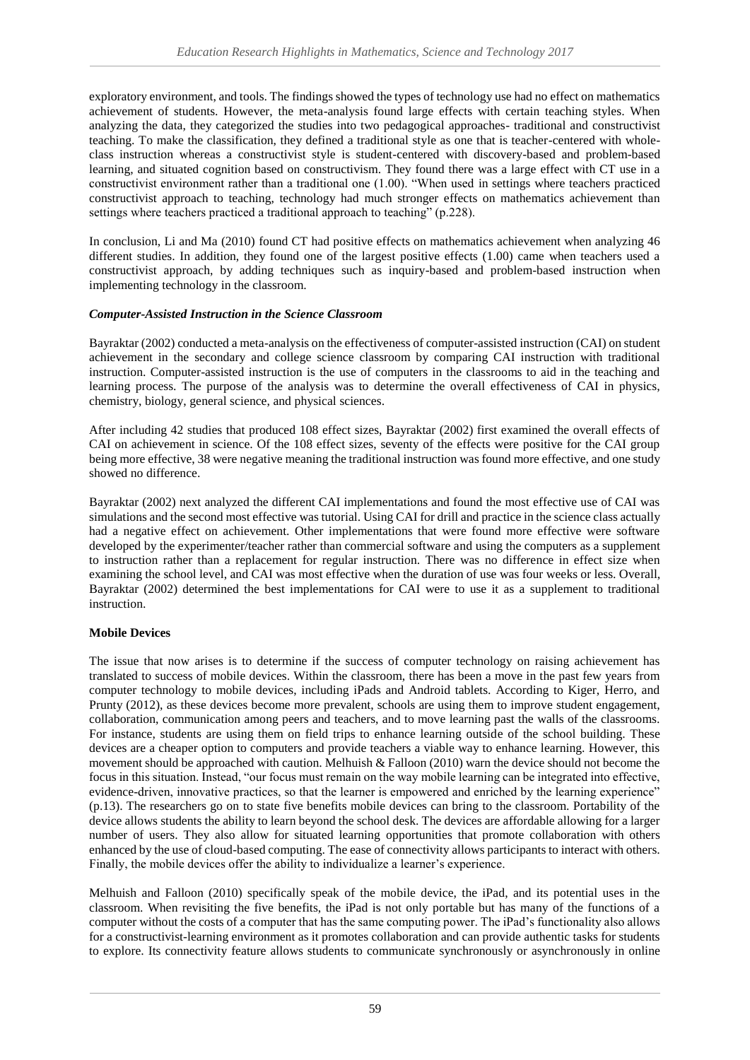exploratory environment, and tools. The findings showed the types of technology use had no effect on mathematics achievement of students. However, the meta-analysis found large effects with certain teaching styles. When analyzing the data, they categorized the studies into two pedagogical approaches- traditional and constructivist teaching. To make the classification, they defined a traditional style as one that is teacher-centered with whole-class instruction whereas a constructivist style is student-centered with discovery-based and problem-based learning, and situated cognition based on constructivism. They found there was a large effect with CT use in a constructivist environment rather than a traditional one (1.00). "When used in settings where teachers practiced constructivist approach to teaching, technology had much stronger effects on mathematics achievement than settings where teachers practiced a traditional approach to teaching" (p.228).

In conclusion, Li and Ma (2010) found CT had positive effects on mathematics achievement when analyzing 46 different studies. In addition, they found one of the largest positive effects (1.00) came when teachers used a constructivist approach, by adding techniques such as inquiry-based and problem-based instruction when implementing technology in the classroom.

### *Computer-Assisted Instruction in the Science Classroom*

Bayraktar (2002) conducted a meta-analysis on the effectiveness of computer-assisted instruction (CAI) on student achievement in the secondary and college science classroom by comparing CAI instruction with traditional instruction. Computer-assisted instruction is the use of computers in the classrooms to aid in the teaching and learning process. The purpose of the analysis was to determine the overall effectiveness of CAI in physics, chemistry, biology, general science, and physical sciences.

After including 42 studies that produced 108 effect sizes, Bayraktar (2002) first examined the overall effects of CAI on achievement in science. Of the 108 effect sizes, seventy of the effects were positive for the CAI group being more effective, 38 were negative meaning the traditional instruction was found more effective, and one study showed no difference.

Bayraktar (2002) next analyzed the different CAI implementations and found the most effective use of CAI was simulations and the second most effective was tutorial. Using CAI for drill and practice in the science class actually had a negative effect on achievement. Other implementations that were found more effective were software developed by the experimenter/teacher rather than commercial software and using the computers as a supplement to instruction rather than a replacement for regular instruction. There was no difference in effect size when examining the school level, and CAI was most effective when the duration of use was four weeks or less. Overall, Bayraktar (2002) determined the best implementations for CAI were to use it as a supplement to traditional instruction.

## **Mobile Devices**

The issue that now arises is to determine if the success of computer technology on raising achievement has translated to success of mobile devices. Within the classroom, there has been a move in the past few years from computer technology to mobile devices, including iPads and Android tablets. According to Kiger, Herro, and Prunty (2012), as these devices become more prevalent, schools are using them to improve student engagement, collaboration, communication among peers and teachers, and to move learning past the walls of the classrooms. For instance, students are using them on field trips to enhance learning outside of the school building. These devices are a cheaper option to computers and provide teachers a viable way to enhance learning. However, this movement should be approached with caution. Melhuish & Falloon (2010) warn the device should not become the focus in this situation. Instead, "our focus must remain on the way mobile learning can be integrated into effective, evidence-driven, innovative practices, so that the learner is empowered and enriched by the learning experience" (p.13). The researchers go on to state five benefits mobile devices can bring to the classroom. Portability of the device allows students the ability to learn beyond the school desk. The devices are affordable allowing for a larger number of users. They also allow for situated learning opportunities that promote collaboration with others enhanced by the use of cloud-based computing. The ease of connectivity allows participants to interact with others. Finally, the mobile devices offer the ability to individualize a learner's experience.

Melhuish and Falloon (2010) specifically speak of the mobile device, the iPad, and its potential uses in the classroom. When revisiting the five benefits, the iPad is not only portable but has many of the functions of a computer without the costs of a computer that has the same computing power. The iPad's functionality also allows for a constructivist-learning environment as it promotes collaboration and can provide authentic tasks for students to explore. Its connectivity feature allows students to communicate synchronously or asynchronously in online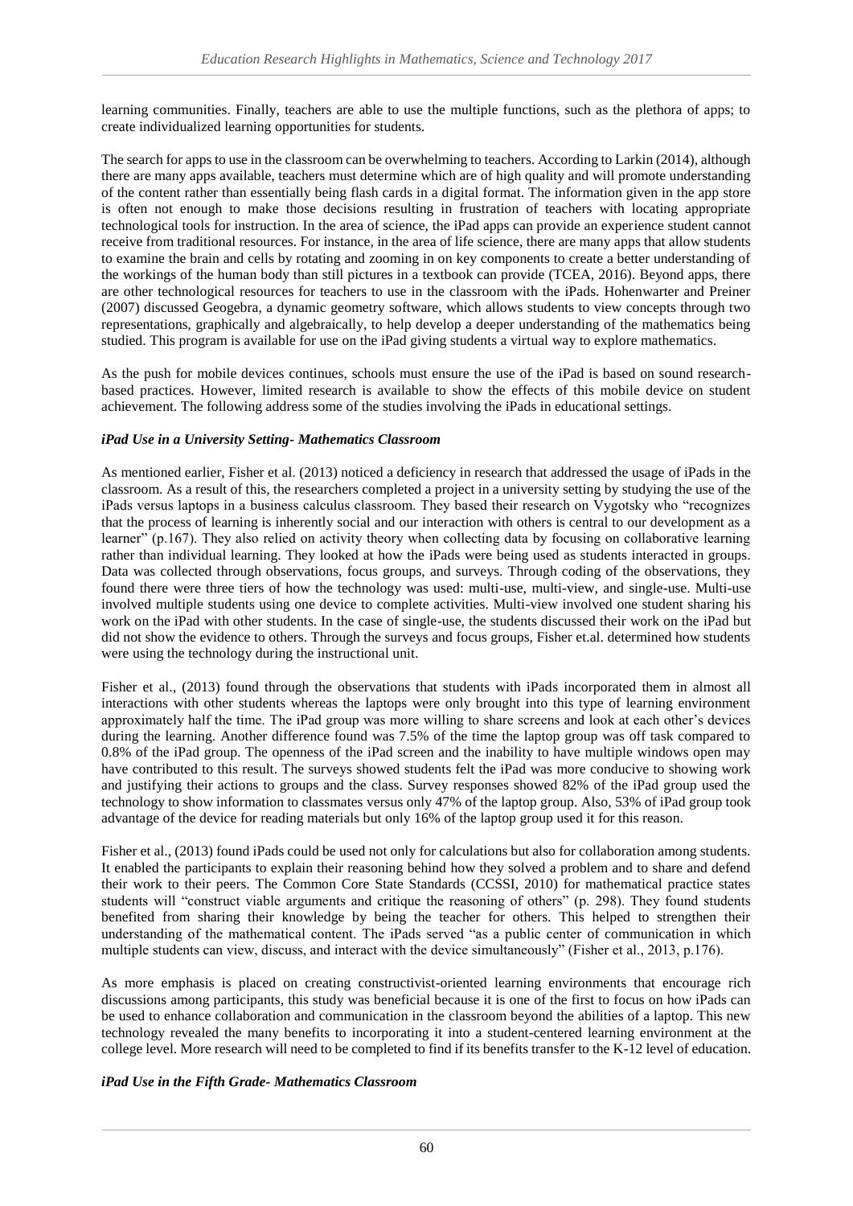learning communities. Finally, teachers are able to use the multiple functions, such as the plethora of apps; to create individualized learning opportunities for students.

The search for apps to use in the classroom can be overwhelming to teachers. According to Larkin (2014), although there are many apps available, teachers must determine which are of high quality and will promote understanding of the content rather than essentially being flash cards in a digital format. The information given in the app store is often not enough to make those decisions resulting in frustration of teachers with locating appropriate technological tools for instruction. In the area of science, the iPad apps can provide an experience student cannot receive from traditional resources. For instance, in the area of life science, there are many apps that allow students to examine the brain and cells by rotating and zooming in on key components to create a better understanding of the workings of the human body than still pictures in a textbook can provide (TCEA, 2016). Beyond apps, there are other technological resources for teachers to use in the classroom with the iPads. Hohenwarter and Preiner (2007) discussed Geogebra, a dynamic geometry software, which allows students to view concepts through two representations, graphically and algebraically, to help develop a deeper understanding of the mathematics being studied. This program is available for use on the iPad giving students a virtual way to explore mathematics.

As the push for mobile devices continues, schools must ensure the use of the iPad is based on sound research-based practices. However, limited research is available to show the effects of this mobile device on student achievement. The following address some of the studies involving the iPads in educational settings.

### *iPad Use in a University Setting- Mathematics Classroom*

As mentioned earlier, Fisher et al. (2013) noticed a deficiency in research that addressed the usage of iPads in the classroom. As a result of this, the researchers completed a project in a university setting by studying the use of the iPads versus laptops in a business calculus classroom. They based their research on Vygotsky who "recognizes that the process of learning is inherently social and our interaction with others is central to our development as a learner" (p.167). They also relied on activity theory when collecting data by focusing on collaborative learning rather than individual learning. They looked at how the iPads were being used as students interacted in groups. Data was collected through observations, focus groups, and surveys. Through coding of the observations, they found there were three tiers of how the technology was used: multi-use, multi-view, and single-use. Multi-use involved multiple students using one device to complete activities. Multi-view involved one student sharing his work on the iPad with other students. In the case of single-use, the students discussed their work on the iPad but did not show the evidence to others. Through the surveys and focus groups, Fisher et.al. determined how students were using the technology during the instructional unit.

Fisher et al., (2013) found through the observations that students with iPads incorporated them in almost all interactions with other students whereas the laptops were only brought into this type of learning environment approximately half the time. The iPad group was more willing to share screens and look at each other's devices during the learning. Another difference found was 7.5% of the time the laptop group was off task compared to 0.8% of the iPad group. The openness of the iPad screen and the inability to have multiple windows open may have contributed to this result. The surveys showed students felt the iPad was more conducive to showing work and justifying their actions to groups and the class. Survey responses showed 82% of the iPad group used the technology to show information to classmates versus only 47% of the laptop group. Also, 53% of iPad group took advantage of the device for reading materials but only 16% of the laptop group used it for this reason.

Fisher et al., (2013) found iPads could be used not only for calculations but also for collaboration among students. It enabled the participants to explain their reasoning behind how they solved a problem and to share and defend their work to their peers. The Common Core State Standards (CCSSI, 2010) for mathematical practice states students will "construct viable arguments and critique the reasoning of others" (p. 298). They found students benefited from sharing their knowledge by being the teacher for others. This helped to strengthen their understanding of the mathematical content. The iPads served "as a public center of communication in which multiple students can view, discuss, and interact with the device simultaneously" (Fisher et al., 2013, p.176).

As more emphasis is placed on creating constructivist-oriented learning environments that encourage rich discussions among participants, this study was beneficial because it is one of the first to focus on how iPads can be used to enhance collaboration and communication in the classroom beyond the abilities of a laptop. This new technology revealed the many benefits to incorporating it into a student-centered learning environment at the college level. More research will need to be completed to find if its benefits transfer to the K-12 level of education.

### *iPad Use in the Fifth Grade- Mathematics Classroom*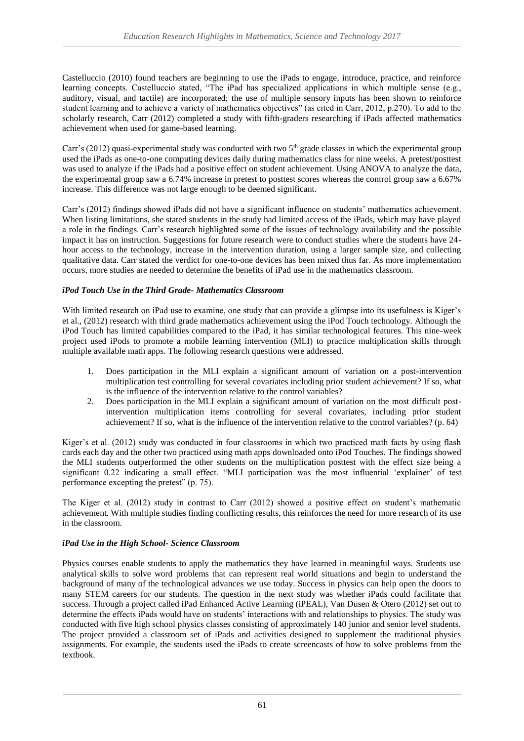Castelluccio (2010) found teachers are beginning to use the iPads to engage, introduce, practice, and reinforce learning concepts. Castelluccio stated, "The iPad has specialized applications in which multiple sense (e.g., auditory, visual, and tactile) are incorporated; the use of multiple sensory inputs has been shown to reinforce student learning and to achieve a variety of mathematics objectives" (as cited in Carr, 2012, p.270). To add to the scholarly research, Carr (2012) completed a study with fifth-graders researching if iPads affected mathematics achievement when used for game-based learning.

Carr's (2012) quasi-experimental study was conducted with two 5th grade classes in which the experimental group used the iPads as one-to-one computing devices daily during mathematics class for nine weeks. A pretest/posttest was used to analyze if the iPads had a positive effect on student achievement. Using ANOVA to analyze the data, the experimental group saw a 6.74% increase in pretest to posttest scores whereas the control group saw a 6.67% increase. This difference was not large enough to be deemed significant.

Carr's (2012) findings showed iPads did not have a significant influence on students' mathematics achievement. When listing limitations, she stated students in the study had limited access of the iPads, which may have played a role in the findings. Carr's research highlighted some of the issues of technology availability and the possible impact it has on instruction. Suggestions for future research were to conduct studies where the students have 24-hour access to the technology, increase in the intervention duration, using a larger sample size, and collecting qualitative data. Carr stated the verdict for one-to-one devices has been mixed thus far. As more implementation occurs, more studies are needed to determine the benefits of iPad use in the mathematics classroom.

### *iPod Touch Use in the Third Grade- Mathematics Classroom*

With limited research on iPad use to examine, one study that can provide a glimpse into its usefulness is Kiger's et al., (2012) research with third grade mathematics achievement using the iPod Touch technology. Although the iPod Touch has limited capabilities compared to the iPad, it has similar technological features. This nine-week project used iPods to promote a mobile learning intervention (MLI) to practice multiplication skills through multiple available math apps. The following research questions were addressed.

1. Does participation in the MLI explain a significant amount of variation on a post-intervention multiplication test controlling for several covariates including prior student achievement? If so, what is the influence of the intervention relative to the control variables?
2. Does participation in the MLI explain a significant amount of variation on the most difficult post-intervention multiplication items controlling for several covariates, including prior student achievement? If so, what is the influence of the intervention relative to the control variables? (p. 64)

Kiger's et al. (2012) study was conducted in four classrooms in which two practiced math facts by using flash cards each day and the other two practiced using math apps downloaded onto iPod Touches. The findings showed the MLI students outperformed the other students on the multiplication posttest with the effect size being a significant 0.22 indicating a small effect. "MLI participation was the most influential 'explainer' of test performance excepting the pretest" (p. 75).

The Kiger et al. (2012) study in contrast to Carr (2012) showed a positive effect on student's mathematic achievement. With multiple studies finding conflicting results, this reinforces the need for more research of its use in the classroom.

### *iPad Use in the High School- Science Classroom*

Physics courses enable students to apply the mathematics they have learned in meaningful ways. Students use analytical skills to solve word problems that can represent real world situations and begin to understand the background of many of the technological advances we use today. Success in physics can help open the doors to many STEM careers for our students. The question in the next study was whether iPads could facilitate that success. Through a project called iPad Enhanced Active Learning (iPEAL), Van Dusen & Otero (2012) set out to determine the effects iPads would have on students' interactions with and relationships to physics. The study was conducted with five high school physics classes consisting of approximately 140 junior and senior level students. The project provided a classroom set of iPads and activities designed to supplement the traditional physics assignments. For example, the students used the iPads to create screencasts of how to solve problems from the textbook.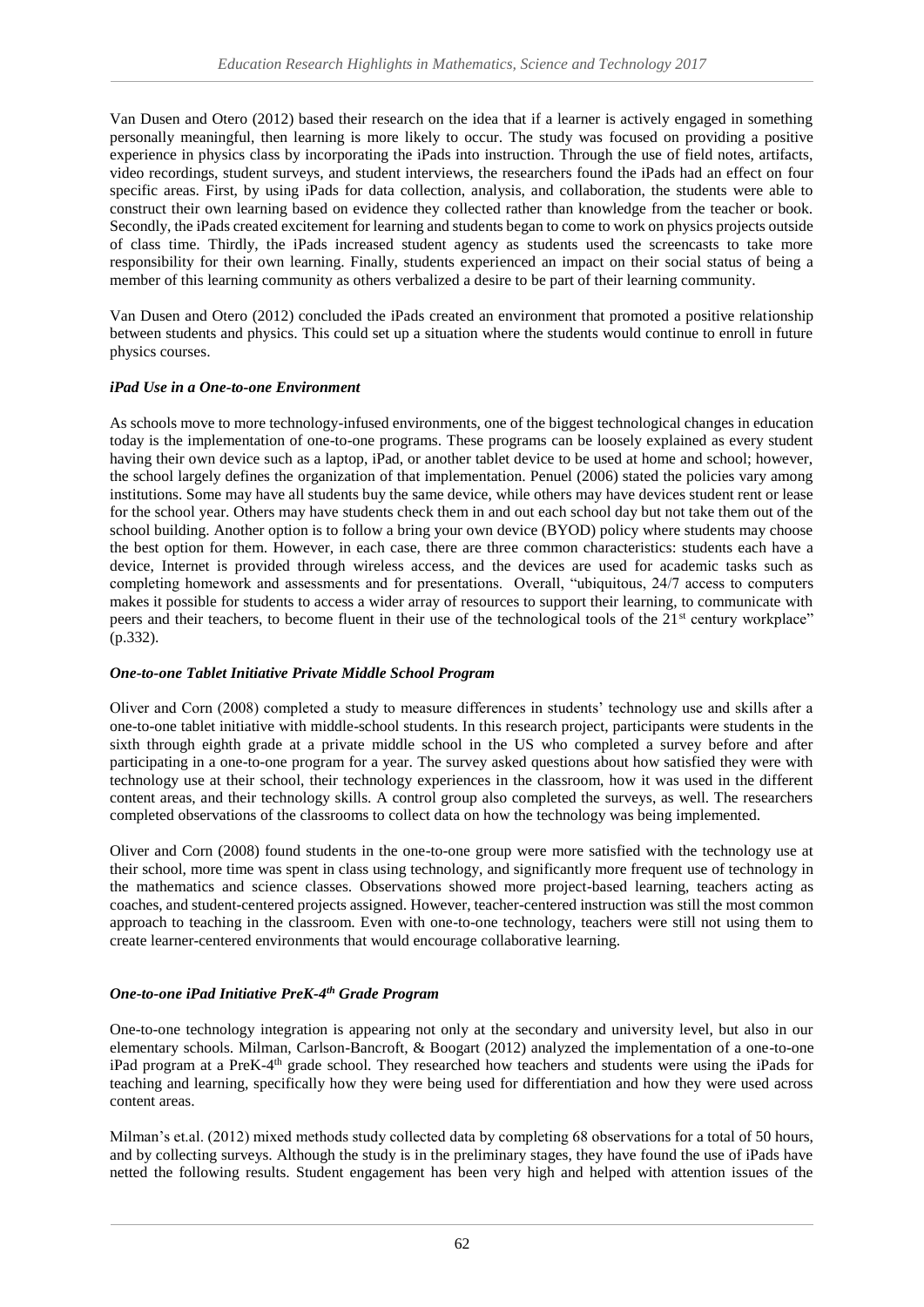Van Dusen and Otero (2012) based their research on the idea that if a learner is actively engaged in something personally meaningful, then learning is more likely to occur. The study was focused on providing a positive experience in physics class by incorporating the iPads into instruction. Through the use of field notes, artifacts, video recordings, student surveys, and student interviews, the researchers found the iPads had an effect on four specific areas. First, by using iPads for data collection, analysis, and collaboration, the students were able to construct their own learning based on evidence they collected rather than knowledge from the teacher or book. Secondly, the iPads created excitement for learning and students began to come to work on physics projects outside of class time. Thirdly, the iPads increased student agency as students used the screencasts to take more responsibility for their own learning. Finally, students experienced an impact on their social status of being a member of this learning community as others verbalized a desire to be part of their learning community.

Van Dusen and Otero (2012) concluded the iPads created an environment that promoted a positive relationship between students and physics. This could set up a situation where the students would continue to enroll in future physics courses.

### *iPad Use in a One-to-one Environment*

As schools move to more technology-infused environments, one of the biggest technological changes in education today is the implementation of one-to-one programs. These programs can be loosely explained as every student having their own device such as a laptop, iPad, or another tablet device to be used at home and school; however, the school largely defines the organization of that implementation. Penuel (2006) stated the policies vary among institutions. Some may have all students buy the same device, while others may have devices student rent or lease for the school year. Others may have students check them in and out each school day but not take them out of the school building. Another option is to follow a bring your own device (BYOD) policy where students may choose the best option for them. However, in each case, there are three common characteristics: students each have a device, Internet is provided through wireless access, and the devices are used for academic tasks such as completing homework and assessments and for presentations. Overall, "ubiquitous, 24/7 access to computers makes it possible for students to access a wider array of resources to support their learning, to communicate with peers and their teachers, to become fluent in their use of the technological tools of the 21st century workplace" (p.332).

### *One-to-one Tablet Initiative Private Middle School Program*

Oliver and Corn (2008) completed a study to measure differences in students' technology use and skills after a one-to-one tablet initiative with middle-school students. In this research project, participants were students in the sixth through eighth grade at a private middle school in the US who completed a survey before and after participating in a one-to-one program for a year. The survey asked questions about how satisfied they were with technology use at their school, their technology experiences in the classroom, how it was used in the different content areas, and their technology skills. A control group also completed the surveys, as well. The researchers completed observations of the classrooms to collect data on how the technology was being implemented.

Oliver and Corn (2008) found students in the one-to-one group were more satisfied with the technology use at their school, more time was spent in class using technology, and significantly more frequent use of technology in the mathematics and science classes. Observations showed more project-based learning, teachers acting as coaches, and student-centered projects assigned. However, teacher-centered instruction was still the most common approach to teaching in the classroom. Even with one-to-one technology, teachers were still not using them to create learner-centered environments that would encourage collaborative learning.

### *One-to-one iPad Initiative PreK-4th Grade Program*

One-to-one technology integration is appearing not only at the secondary and university level, but also in our elementary schools. Milman, Carlson-Bancroft, & Boogart (2012) analyzed the implementation of a one-to-one iPad program at a PreK-4th grade school. They researched how teachers and students were using the iPads for teaching and learning, specifically how they were being used for differentiation and how they were used across content areas.

Milman's et.al. (2012) mixed methods study collected data by completing 68 observations for a total of 50 hours, and by collecting surveys. Although the study is in the preliminary stages, they have found the use of iPads have netted the following results. Student engagement has been very high and helped with attention issues of the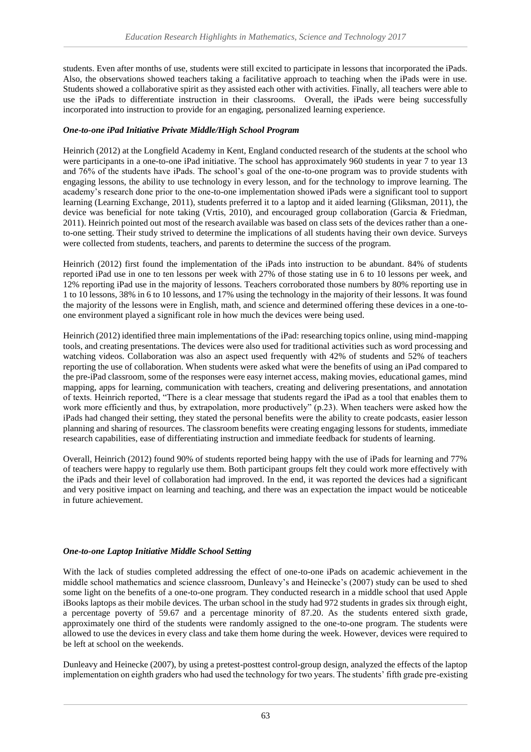students. Even after months of use, students were still excited to participate in lessons that incorporated the iPads. Also, the observations showed teachers taking a facilitative approach to teaching when the iPads were in use. Students showed a collaborative spirit as they assisted each other with activities. Finally, all teachers were able to use the iPads to differentiate instruction in their classrooms. Overall, the iPads were being successfully incorporated into instruction to provide for an engaging, personalized learning experience.

### *One-to-one iPad Initiative Private Middle/High School Program*

Heinrich (2012) at the Longfield Academy in Kent, England conducted research of the students at the school who were participants in a one-to-one iPad initiative. The school has approximately 960 students in year 7 to year 13 and 76% of the students have iPads. The school's goal of the one-to-one program was to provide students with engaging lessons, the ability to use technology in every lesson, and for the technology to improve learning. The academy's research done prior to the one-to-one implementation showed iPads were a significant tool to support learning (Learning Exchange, 2011), students preferred it to a laptop and it aided learning (Gliksman, 2011), the device was beneficial for note taking (Vrtis, 2010), and encouraged group collaboration (Garcia & Friedman, 2011). Heinrich pointed out most of the research available was based on class sets of the devices rather than a one-to-one setting. Their study strived to determine the implications of all students having their own device. Surveys were collected from students, teachers, and parents to determine the success of the program.

Heinrich (2012) first found the implementation of the iPads into instruction to be abundant. 84% of students reported iPad use in one to ten lessons per week with 27% of those stating use in 6 to 10 lessons per week, and 12% reporting iPad use in the majority of lessons. Teachers corroborated those numbers by 80% reporting use in 1 to 10 lessons, 38% in 6 to 10 lessons, and 17% using the technology in the majority of their lessons. It was found the majority of the lessons were in English, math, and science and determined offering these devices in a one-to-one environment played a significant role in how much the devices were being used.

Heinrich (2012) identified three main implementations of the iPad: researching topics online, using mind-mapping tools, and creating presentations. The devices were also used for traditional activities such as word processing and watching videos. Collaboration was also an aspect used frequently with 42% of students and 52% of teachers reporting the use of collaboration. When students were asked what were the benefits of using an iPad compared to the pre-iPad classroom, some of the responses were easy internet access, making movies, educational games, mind mapping, apps for learning, communication with teachers, creating and delivering presentations, and annotation of texts. Heinrich reported, "There is a clear message that students regard the iPad as a tool that enables them to work more efficiently and thus, by extrapolation, more productively" (p.23). When teachers were asked how the iPads had changed their setting, they stated the personal benefits were the ability to create podcasts, easier lesson planning and sharing of resources. The classroom benefits were creating engaging lessons for students, immediate research capabilities, ease of differentiating instruction and immediate feedback for students of learning.

Overall, Heinrich (2012) found 90% of students reported being happy with the use of iPads for learning and 77% of teachers were happy to regularly use them. Both participant groups felt they could work more effectively with the iPads and their level of collaboration had improved. In the end, it was reported the devices had a significant and very positive impact on learning and teaching, and there was an expectation the impact would be noticeable in future achievement.

### *One-to-one Laptop Initiative Middle School Setting*

With the lack of studies completed addressing the effect of one-to-one iPads on academic achievement in the middle school mathematics and science classroom, Dunleavy's and Heinecke's (2007) study can be used to shed some light on the benefits of a one-to-one program. They conducted research in a middle school that used Apple iBooks laptops as their mobile devices. The urban school in the study had 972 students in grades six through eight, a percentage poverty of 59.67 and a percentage minority of 87.20. As the students entered sixth grade, approximately one third of the students were randomly assigned to the one-to-one program. The students were allowed to use the devices in every class and take them home during the week. However, devices were required to be left at school on the weekends.

Dunleavy and Heinecke (2007), by using a pretest-posttest control-group design, analyzed the effects of the laptop implementation on eighth graders who had used the technology for two years. The students' fifth grade pre-existing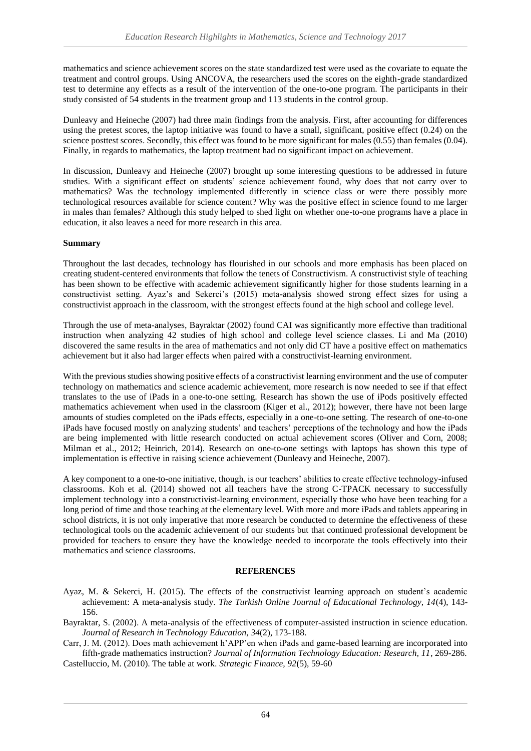mathematics and science achievement scores on the state standardized test were used as the covariate to equate the treatment and control groups. Using ANCOVA, the researchers used the scores on the eighth-grade standardized test to determine any effects as a result of the intervention of the one-to-one program. The participants in their study consisted of 54 students in the treatment group and 113 students in the control group.

Dunleavy and Heineche (2007) had three main findings from the analysis. First, after accounting for differences using the pretest scores, the laptop initiative was found to have a small, significant, positive effect (0.24) on the science posttest scores. Secondly, this effect was found to be more significant for males (0.55) than females (0.04). Finally, in regards to mathematics, the laptop treatment had no significant impact on achievement.

In discussion, Dunleavy and Heineche (2007) brought up some interesting questions to be addressed in future studies. With a significant effect on students' science achievement found, why does that not carry over to mathematics? Was the technology implemented differently in science class or were there possibly more technological resources available for science content? Why was the positive effect in science found to me larger in males than females? Although this study helped to shed light on whether one-to-one programs have a place in education, it also leaves a need for more research in this area.

**Summary**

Throughout the last decades, technology has flourished in our schools and more emphasis has been placed on creating student-centered environments that follow the tenets of Constructivism. A constructivist style of teaching has been shown to be effective with academic achievement significantly higher for those students learning in a constructivist setting. Ayaz's and Sekerci's (2015) meta-analysis showed strong effect sizes for using a constructivist approach in the classroom, with the strongest effects found at the high school and college level.

Through the use of meta-analyses, Bayraktar (2002) found CAI was significantly more effective than traditional instruction when analyzing 42 studies of high school and college level science classes. Li and Ma (2010) discovered the same results in the area of mathematics and not only did CT have a positive effect on mathematics achievement but it also had larger effects when paired with a constructivist-learning environment.

With the previous studies showing positive effects of a constructivist learning environment and the use of computer technology on mathematics and science academic achievement, more research is now needed to see if that effect translates to the use of iPads in a one-to-one setting. Research has shown the use of iPods positively effected mathematics achievement when used in the classroom (Kiger et al., 2012); however, there have not been large amounts of studies completed on the iPads effects, especially in a one-to-one setting. The research of one-to-one iPads have focused mostly on analyzing students' and teachers' perceptions of the technology and how the iPads are being implemented with little research conducted on actual achievement scores (Oliver and Corn, 2008; Milman et al., 2012; Heinrich, 2014). Research on one-to-one settings with laptops has shown this type of implementation is effective in raising science achievement (Dunleavy and Heineche, 2007).

A key component to a one-to-one initiative, though, is our teachers' abilities to create effective technology-infused classrooms. Koh et al. (2014) showed not all teachers have the strong C-TPACK necessary to successfully implement technology into a constructivist-learning environment, especially those who have been teaching for a long period of time and those teaching at the elementary level. With more and more iPads and tablets appearing in school districts, it is not only imperative that more research be conducted to determine the effectiveness of these technological tools on the academic achievement of our students but that continued professional development be provided for teachers to ensure they have the knowledge needed to incorporate the tools effectively into their mathematics and science classrooms.

## REFERENCES

Ayaz, M. & Sekerci, H. (2015). The effects of the constructivist learning approach on student's academic achievement: A meta-analysis study. *The Turkish Online Journal of Educational Technology, 14*(4), 143-156.

Bayraktar, S. (2002). A meta-analysis of the effectiveness of computer-assisted instruction in science education. *Journal of Research in Technology Education*, *34*(2), 173-188.

Carr, J. M. (2012). Does math achievement h'APP'en when iPads and game-based learning are incorporated into fifth-grade mathematics instruction? *Journal of Information Technology Education: Research, 11*, 269-286.

Castelluccio, M. (2010). The table at work. *Strategic Finance, 92*(5), 59-60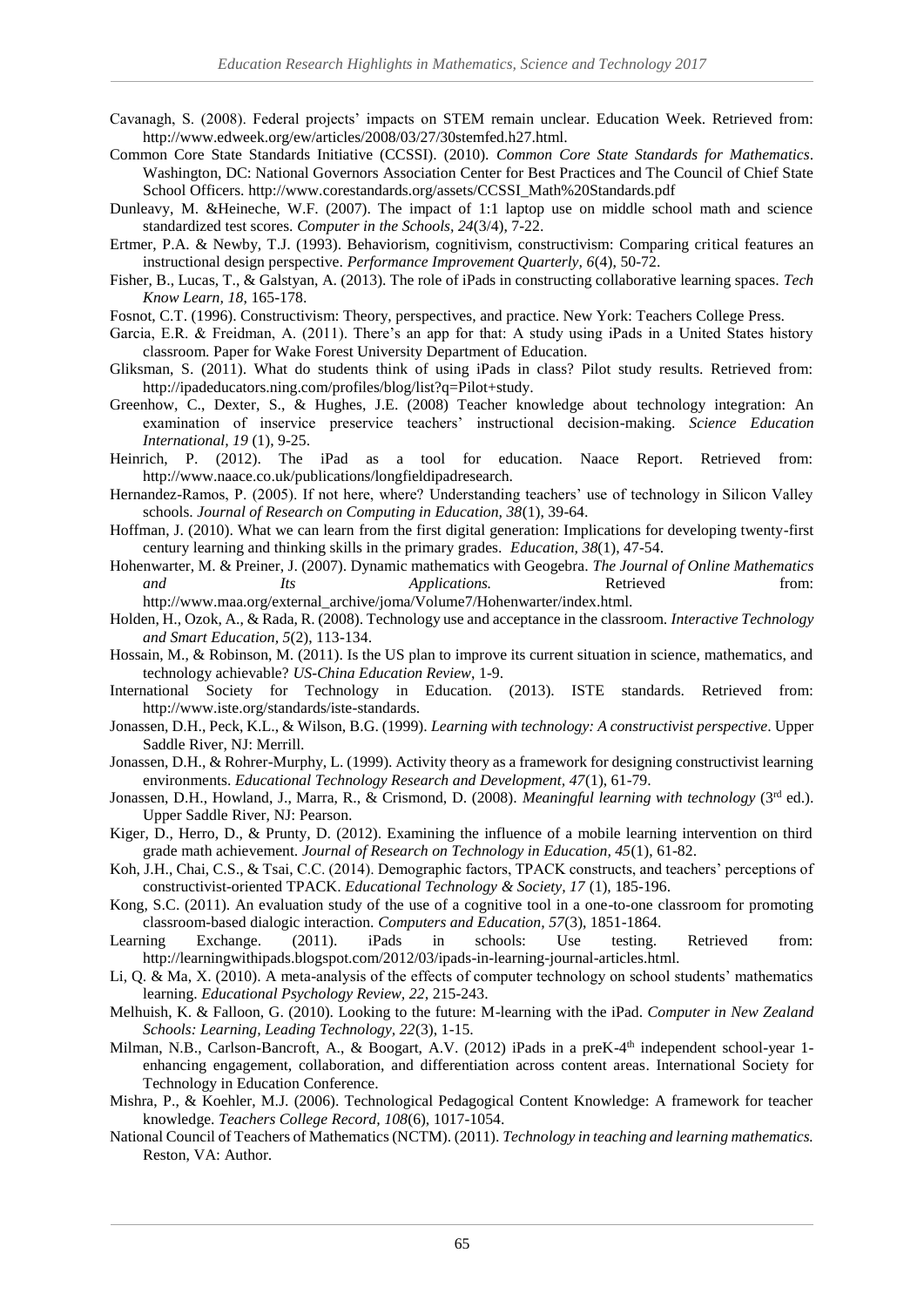Cavanagh, S. (2008). Federal projects' impacts on STEM remain unclear. Education Week. Retrieved from: http://www.edweek.org/ew/articles/2008/03/27/30stemfed.h27.html.

Common Core State Standards Initiative (CCSSI). (2010). *Common Core State Standards for Mathematics*. Washington, DC: National Governors Association Center for Best Practices and The Council of Chief State School Officers. http://www.corestandards.org/assets/CCSSI_Math%20Standards.pdf

Dunleavy, M. &Heineche, W.F. (2007). The impact of 1:1 laptop use on middle school math and science standardized test scores. *Computer in the Schools, 24*(3/4), 7-22.

Ertmer, P.A. & Newby, T.J. (1993). Behaviorism, cognitivism, constructivism: Comparing critical features an instructional design perspective. *Performance Improvement Quarterly, 6*(4), 50-72.

Fisher, B., Lucas, T., & Galstyan, A. (2013). The role of iPads in constructing collaborative learning spaces. *Tech Know Learn, 18*, 165-178.

Fosnot, C.T. (1996). Constructivism: Theory, perspectives, and practice. New York: Teachers College Press.

Garcia, E.R. & Freidman, A. (2011). There's an app for that: A study using iPads in a United States history classroom. Paper for Wake Forest University Department of Education.

Gliksman, S. (2011). What do students think of using iPads in class? Pilot study results. Retrieved from: http://ipadeducators.ning.com/profiles/blog/list?q=Pilot+study.

Greenhow, C., Dexter, S., & Hughes, J.E. (2008) Teacher knowledge about technology integration: An examination of inservice preservice teachers' instructional decision-making. *Science Education International, 19* (1), 9-25.

Heinrich, P. (2012). The iPad as a tool for education. Naace Report. Retrieved from: http://www.naace.co.uk/publications/longfieldipadresearch.

Hernandez-Ramos, P. (2005). If not here, where? Understanding teachers' use of technology in Silicon Valley schools. *Journal of Research on Computing in Education, 38*(1), 39-64.

Hoffman, J. (2010). What we can learn from the first digital generation: Implications for developing twenty-first century learning and thinking skills in the primary grades. *Education, 38*(1), 47-54.

Hohenwarter, M. & Preiner, J. (2007). Dynamic mathematics with Geogebra. *The Journal of Online Mathematics and Its Applications.* Retrieved from: http://www.maa.org/external_archive/joma/Volume7/Hohenwarter/index.html.

Holden, H., Ozok, A., & Rada, R. (2008). Technology use and acceptance in the classroom. *Interactive Technology and Smart Education, 5*(2), 113-134.

Hossain, M., & Robinson, M. (2011). Is the US plan to improve its current situation in science, mathematics, and technology achievable? *US-China Education Review*, 1-9.

International Society for Technology in Education. (2013). ISTE standards. Retrieved from: http://www.iste.org/standards/iste-standards.

Jonassen, D.H., Peck, K.L., & Wilson, B.G. (1999). *Learning with technology: A constructivist perspective*. Upper Saddle River, NJ: Merrill.

Jonassen, D.H., & Rohrer-Murphy, L. (1999). Activity theory as a framework for designing constructivist learning environments. *Educational Technology Research and Development, 47*(1), 61-79.

Jonassen, D.H., Howland, J., Marra, R., & Crismond, D. (2008). *Meaningful learning with technology* (3rd ed.). Upper Saddle River, NJ: Pearson.

Kiger, D., Herro, D., & Prunty, D. (2012). Examining the influence of a mobile learning intervention on third grade math achievement. *Journal of Research on Technology in Education, 45*(1), 61-82.

Koh, J.H., Chai, C.S., & Tsai, C.C. (2014). Demographic factors, TPACK constructs, and teachers' perceptions of constructivist-oriented TPACK. *Educational Technology & Society, 17* (1), 185-196.

Kong, S.C. (2011). An evaluation study of the use of a cognitive tool in a one-to-one classroom for promoting classroom-based dialogic interaction. *Computers and Education, 57*(3), 1851-1864.

Learning Exchange. (2011). iPads in schools: Use testing. Retrieved from: http://learningwithipads.blogspot.com/2012/03/ipads-in-learning-journal-articles.html.

Li, Q. & Ma, X. (2010). A meta-analysis of the effects of computer technology on school students' mathematics learning. *Educational Psychology Review, 22*, 215-243.

Melhuish, K. & Falloon, G. (2010). Looking to the future: M-learning with the iPad. *Computer in New Zealand Schools: Learning, Leading Technology, 22*(3), 1-15.

Milman, N.B., Carlson-Bancroft, A., & Boogart, A.V. (2012) iPads in a preK-4th independent school-year 1-enhancing engagement, collaboration, and differentiation across content areas. International Society for Technology in Education Conference.

Mishra, P., & Koehler, M.J. (2006). Technological Pedagogical Content Knowledge: A framework for teacher knowledge. *Teachers College Record, 108*(6), 1017-1054.

National Council of Teachers of Mathematics (NCTM). (2011). *Technology in teaching and learning mathematics.* Reston, VA: Author.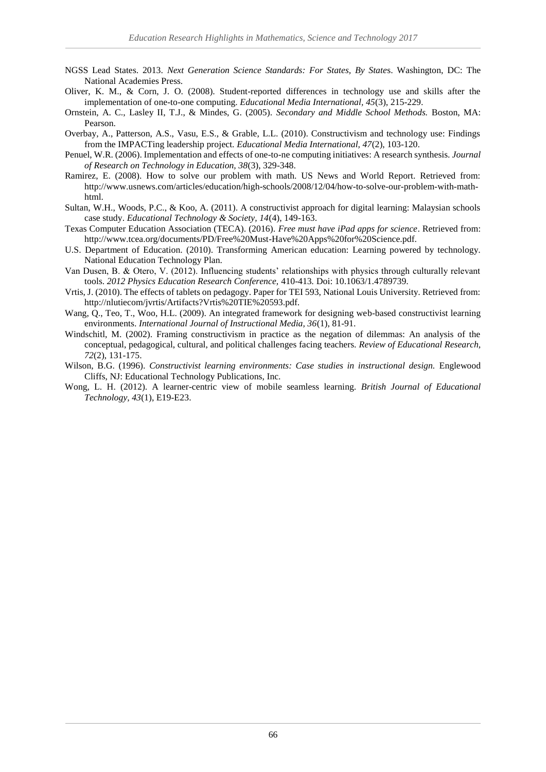NGSS Lead States. 2013. *Next Generation Science Standards: For States, By States*. Washington, DC: The National Academies Press.

Oliver, K. M., & Corn, J. O. (2008). Student-reported differences in technology use and skills after the implementation of one-to-one computing. *Educational Media International, 45*(3), 215-229.

Ornstein, A. C., Lasley II, T.J., & Mindes, G. (2005). *Secondary and Middle School Methods.* Boston, MA: Pearson.

Overbay, A., Patterson, A.S., Vasu, E.S., & Grable, L.L. (2010). Constructivism and technology use: Findings from the IMPACTing leadership project. *Educational Media International, 47*(2), 103-120.

Penuel, W.R. (2006). Implementation and effects of one-to-ne computing initiatives: A research synthesis. *Journal of Research on Technology in Education, 38*(3), 329-348.

Ramirez, E. (2008). How to solve our problem with math. US News and World Report. Retrieved from: http://www.usnews.com/articles/education/high-schools/2008/12/04/how-to-solve-our-problem-with-math-html.

Sultan, W.H., Woods, P.C., & Koo, A. (2011). A constructivist approach for digital learning: Malaysian schools case study. *Educational Technology & Society, 14*(4), 149-163.

Texas Computer Education Association (TECA). (2016). *Free must have iPad apps for science*. Retrieved from: http://www.tcea.org/documents/PD/Free%20Must-Have%20Apps%20for%20Science.pdf.

U.S. Department of Education. (2010). Transforming American education: Learning powered by technology. National Education Technology Plan.

Van Dusen, B. & Otero, V. (2012). Influencing students' relationships with physics through culturally relevant tools. *2012 Physics Education Research Conference,* 410-413. Doi: 10.1063/1.4789739.

Vrtis, J. (2010). The effects of tablets on pedagogy. Paper for TEI 593, National Louis University. Retrieved from: http://nlutiecom/jvrtis/Artifacts?Vrtis%20TIE%20593.pdf.

Wang, Q., Teo, T., Woo, H.L. (2009). An integrated framework for designing web-based constructivist learning environments. *International Journal of Instructional Media, 36*(1), 81-91.

Windschitl, M. (2002). Framing constructivism in practice as the negation of dilemmas: An analysis of the conceptual, pedagogical, cultural, and political challenges facing teachers. *Review of Educational Research, 72*(2), 131-175.

Wilson, B.G. (1996). *Constructivist learning environments: Case studies in instructional design.* Englewood Cliffs, NJ: Educational Technology Publications, Inc.

Wong, L. H. (2012). A learner-centric view of mobile seamless learning. *British Journal of Educational Technology, 43*(1), E19-E23.